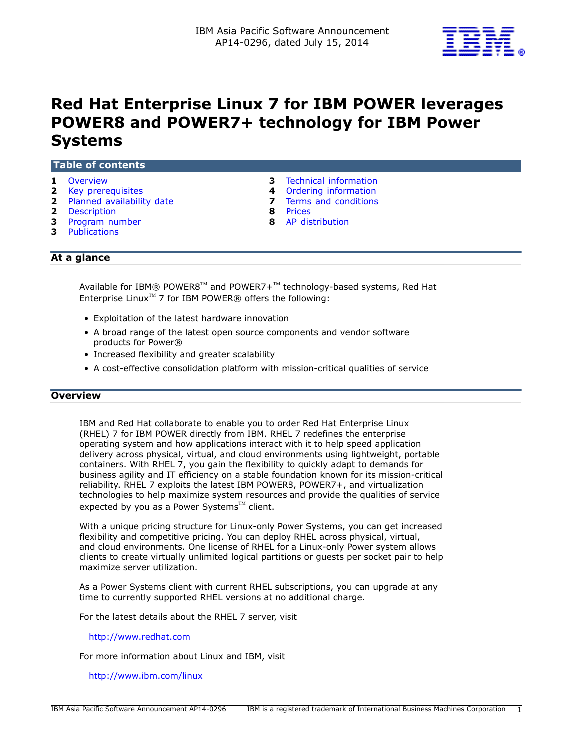IBM Asia Pacific Software Announcement
AP14-0296, dated July 15, 2014

# Red Hat Enterprise Linux 7 for IBM POWER leverages POWER8 and POWER7+ technology for IBM Power Systems

## Table of contents

| | | | |
|---|---|---|---|
| 1 | Overview | 3 | Technical information |
| 2 | Key prerequisites | 4 | Ordering information |
| 2 | Planned availability date | 7 | Terms and conditions |
| 2 | Description | 8 | Prices |
| 3 | Program number | 8 | AP distribution |
| 3 | Publications | | |

## At a glance

Available for IBM® POWER8™ and POWER7+™ technology-based systems, Red Hat Enterprise Linux™ 7 for IBM POWER® offers the following:

- Exploitation of the latest hardware innovation
- A broad range of the latest open source components and vendor software products for Power®
- Increased flexibility and greater scalability
- A cost-effective consolidation platform with mission-critical qualities of service

## Overview

IBM and Red Hat collaborate to enable you to order Red Hat Enterprise Linux (RHEL) 7 for IBM POWER directly from IBM. RHEL 7 redefines the enterprise operating system and how applications interact with it to help speed application delivery across physical, virtual, and cloud environments using lightweight, portable containers. With RHEL 7, you gain the flexibility to quickly adapt to demands for business agility and IT efficiency on a stable foundation known for its mission-critical reliability. RHEL 7 exploits the latest IBM POWER8, POWER7+, and virtualization technologies to help maximize system resources and provide the qualities of service expected by you as a Power Systems™ client.

With a unique pricing structure for Linux-only Power Systems, you can get increased flexibility and competitive pricing. You can deploy RHEL across physical, virtual, and cloud environments. One license of RHEL for a Linux-only Power system allows clients to create virtually unlimited logical partitions or guests per socket pair to help maximize server utilization.

As a Power Systems client with current RHEL subscriptions, you can upgrade at any time to currently supported RHEL versions at no additional charge.

For the latest details about the RHEL 7 server, visit

http://www.redhat.com

For more information about Linux and IBM, visit

http://www.ibm.com/linux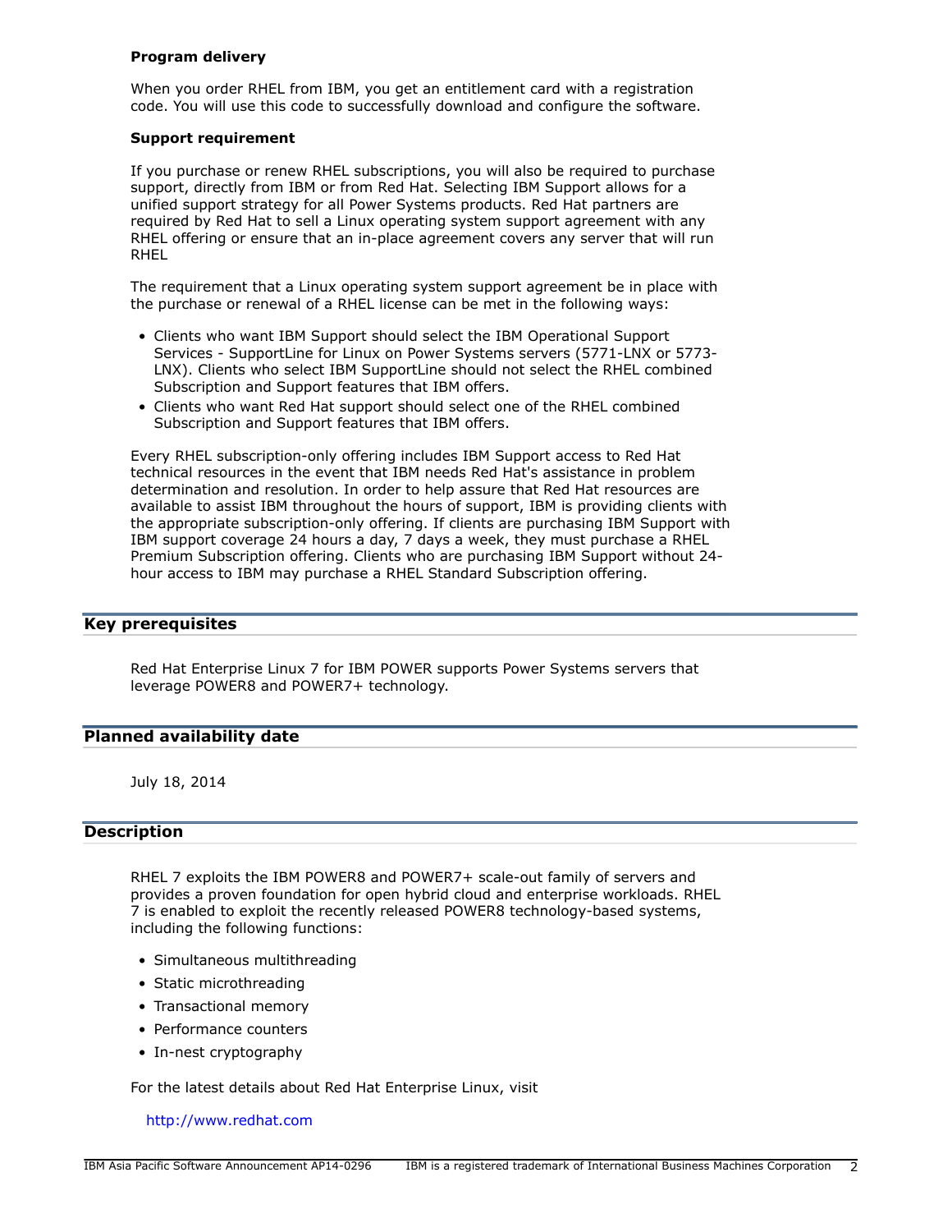### Program delivery

When you order RHEL from IBM, you get an entitlement card with a registration code. You will use this code to successfully download and configure the software.

### Support requirement

If you purchase or renew RHEL subscriptions, you will also be required to purchase support, directly from IBM or from Red Hat. Selecting IBM Support allows for a unified support strategy for all Power Systems products. Red Hat partners are required by Red Hat to sell a Linux operating system support agreement with any RHEL offering or ensure that an in-place agreement covers any server that will run RHEL

The requirement that a Linux operating system support agreement be in place with the purchase or renewal of a RHEL license can be met in the following ways:

- Clients who want IBM Support should select the IBM Operational Support Services - SupportLine for Linux on Power Systems servers (5771-LNX or 5773-LNX). Clients who select IBM SupportLine should not select the RHEL combined Subscription and Support features that IBM offers.
- Clients who want Red Hat support should select one of the RHEL combined Subscription and Support features that IBM offers.

Every RHEL subscription-only offering includes IBM Support access to Red Hat technical resources in the event that IBM needs Red Hat's assistance in problem determination and resolution. In order to help assure that Red Hat resources are available to assist IBM throughout the hours of support, IBM is providing clients with the appropriate subscription-only offering. If clients are purchasing IBM Support with IBM support coverage 24 hours a day, 7 days a week, they must purchase a RHEL Premium Subscription offering. Clients who are purchasing IBM Support without 24-hour access to IBM may purchase a RHEL Standard Subscription offering.

## Key prerequisites

Red Hat Enterprise Linux 7 for IBM POWER supports Power Systems servers that leverage POWER8 and POWER7+ technology.

## Planned availability date

July 18, 2014

## Description

RHEL 7 exploits the IBM POWER8 and POWER7+ scale-out family of servers and provides a proven foundation for open hybrid cloud and enterprise workloads. RHEL 7 is enabled to exploit the recently released POWER8 technology-based systems, including the following functions:

- Simultaneous multithreading
- Static microthreading
- Transactional memory
- Performance counters
- In-nest cryptography

For the latest details about Red Hat Enterprise Linux, visit

http://www.redhat.com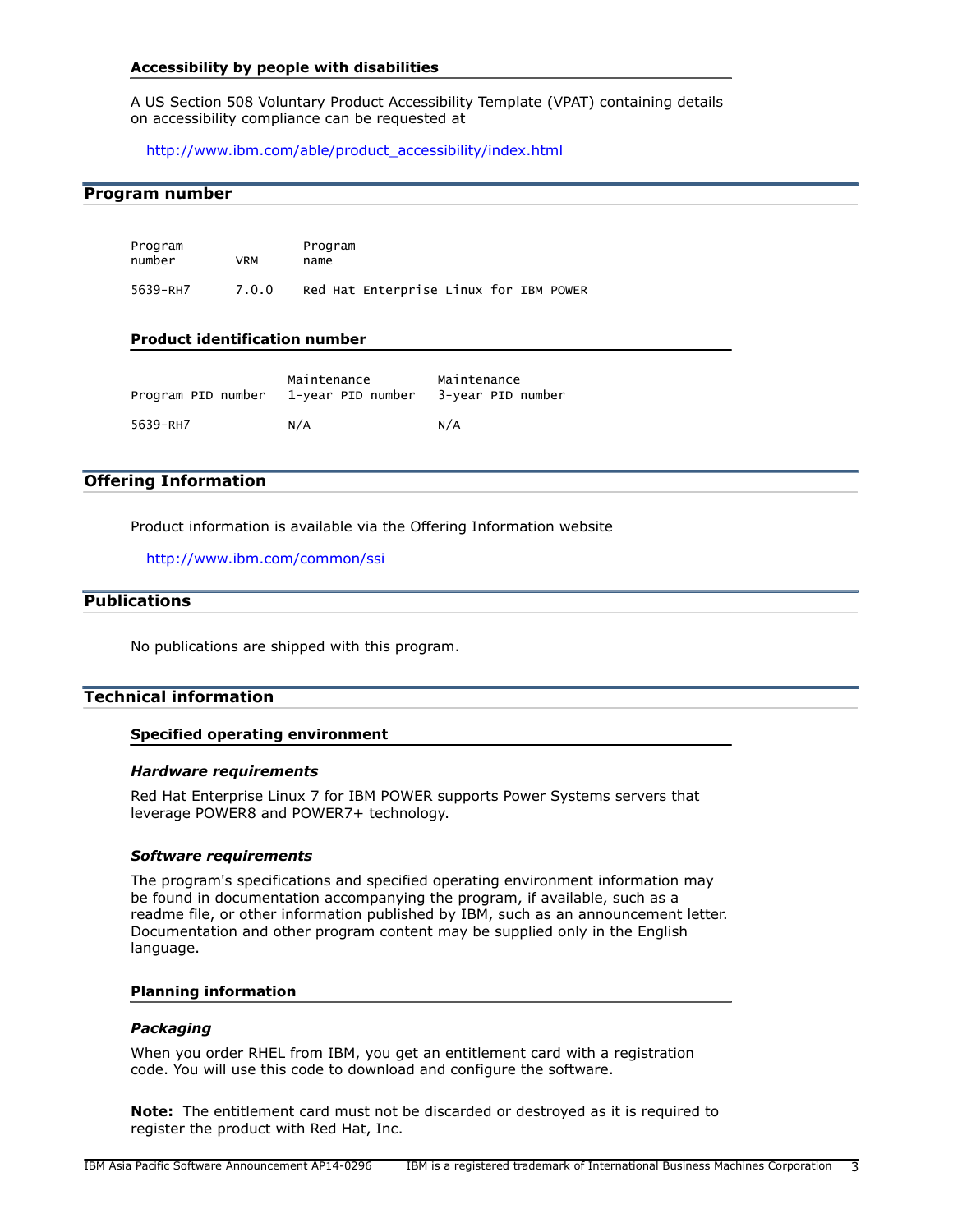### Accessibility by people with disabilities

A US Section 508 Voluntary Product Accessibility Template (VPAT) containing details on accessibility compliance can be requested at

http://www.ibm.com/able/product_accessibility/index.html

## Program number

| Program number | VRM | Program name |
|---|---|---|
| 5639-RH7 | 7.0.0 | Red Hat Enterprise Linux for IBM POWER |

### Product identification number

| Program PID number | Maintenance 1-year PID number | Maintenance 3-year PID number |
|---|---|---|
| 5639-RH7 | N/A | N/A |

## Offering Information

Product information is available via the Offering Information website

http://www.ibm.com/common/ssi

## Publications

No publications are shipped with this program.

## Technical information

### Specified operating environment

#### *Hardware requirements*

Red Hat Enterprise Linux 7 for IBM POWER supports Power Systems servers that leverage POWER8 and POWER7+ technology.

#### *Software requirements*

The program's specifications and specified operating environment information may be found in documentation accompanying the program, if available, such as a readme file, or other information published by IBM, such as an announcement letter. Documentation and other program content may be supplied only in the English language.

### Planning information

#### *Packaging*

When you order RHEL from IBM, you get an entitlement card with a registration code. You will use this code to download and configure the software.

**Note:** The entitlement card must not be discarded or destroyed as it is required to register the product with Red Hat, Inc.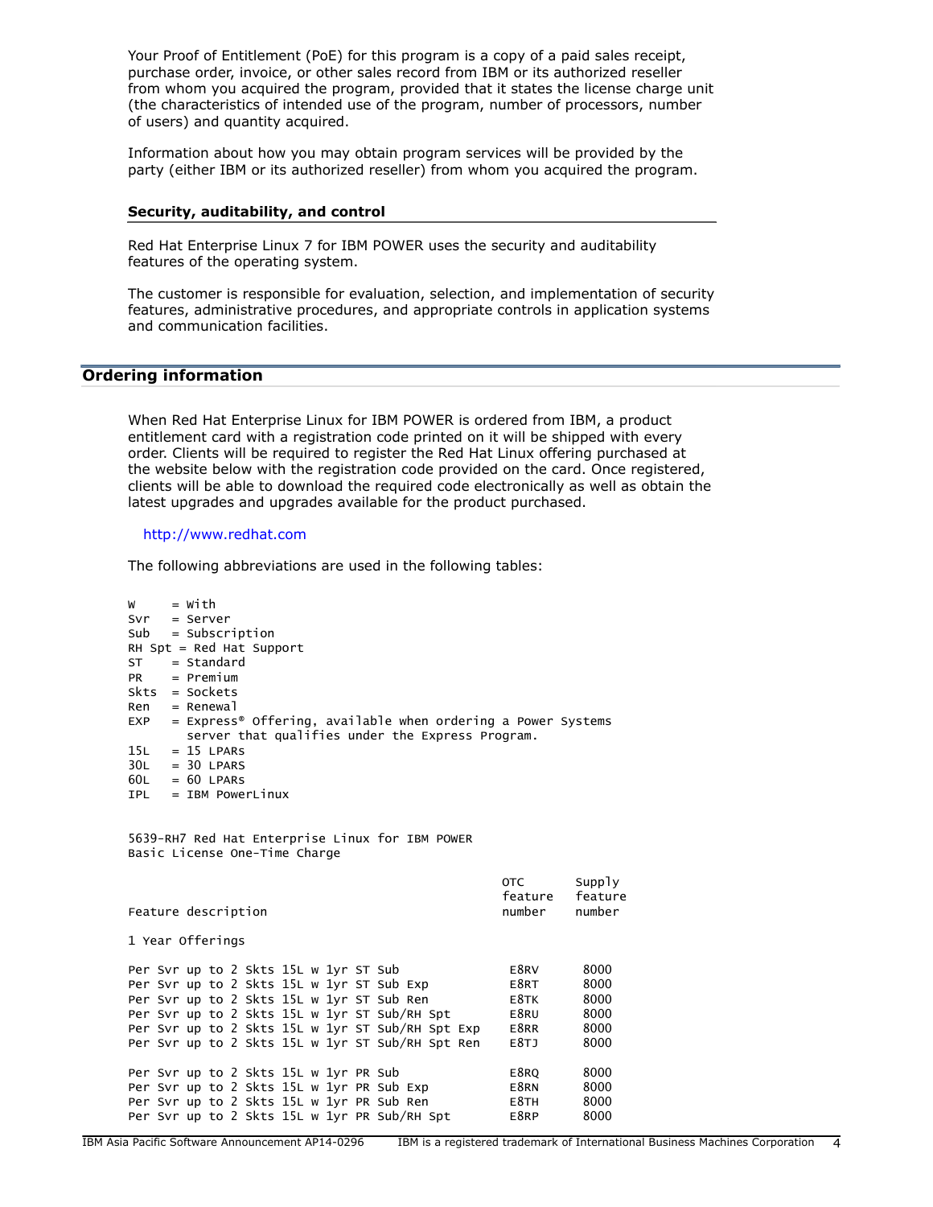Your Proof of Entitlement (PoE) for this program is a copy of a paid sales receipt, purchase order, invoice, or other sales record from IBM or its authorized reseller from whom you acquired the program, provided that it states the license charge unit (the characteristics of intended use of the program, number of processors, number of users) and quantity acquired.

Information about how you may obtain program services will be provided by the party (either IBM or its authorized reseller) from whom you acquired the program.

### Security, auditability, and control

Red Hat Enterprise Linux 7 for IBM POWER uses the security and auditability features of the operating system.

The customer is responsible for evaluation, selection, and implementation of security features, administrative procedures, and appropriate controls in application systems and communication facilities.

## Ordering information

When Red Hat Enterprise Linux for IBM POWER is ordered from IBM, a product entitlement card with a registration code printed on it will be shipped with every order. Clients will be required to register the Red Hat Linux offering purchased at the website below with the registration code provided on the card. Once registered, clients will be able to download the required code electronically as well as obtain the latest upgrades and upgrades available for the product purchased.

http://www.redhat.com

The following abbreviations are used in the following tables:

```
W      = With
Svr    = Server
Sub    = Subscription
RH Spt = Red Hat Support
ST     = Standard
PR     = Premium
Skts   = Sockets
Ren    = Renewal
EXP    = Express® Offering, available when ordering a Power Systems
         server that qualifies under the Express Program.
15L    = 15 LPARs
30L    = 30 LPARS
60L    = 60 LPARs
IPL    = IBM PowerLinux
```

5639-RH7 Red Hat Enterprise Linux for IBM POWER
Basic License One-Time Charge

| Feature description | OTC feature number | Supply feature number |
|---|---|---|
| **1 Year Offerings** | | |
| Per Svr up to 2 Skts 15L w 1yr ST Sub | E8RV | 8000 |
| Per Svr up to 2 Skts 15L w 1yr ST Sub Exp | E8RT | 8000 |
| Per Svr up to 2 Skts 15L w 1yr ST Sub Ren | E8TK | 8000 |
| Per Svr up to 2 Skts 15L w 1yr ST Sub/RH Spt | E8RU | 8000 |
| Per Svr up to 2 Skts 15L w 1yr ST Sub/RH Spt Exp | E8RR | 8000 |
| Per Svr up to 2 Skts 15L w 1yr ST Sub/RH Spt Ren | E8TJ | 8000 |
| Per Svr up to 2 Skts 15L w 1yr PR Sub | E8RQ | 8000 |
| Per Svr up to 2 Skts 15L w 1yr PR Sub Exp | E8RN | 8000 |
| Per Svr up to 2 Skts 15L w 1yr PR Sub Ren | E8TH | 8000 |
| Per Svr up to 2 Skts 15L w 1yr PR Sub/RH Spt | E8RP | 8000 |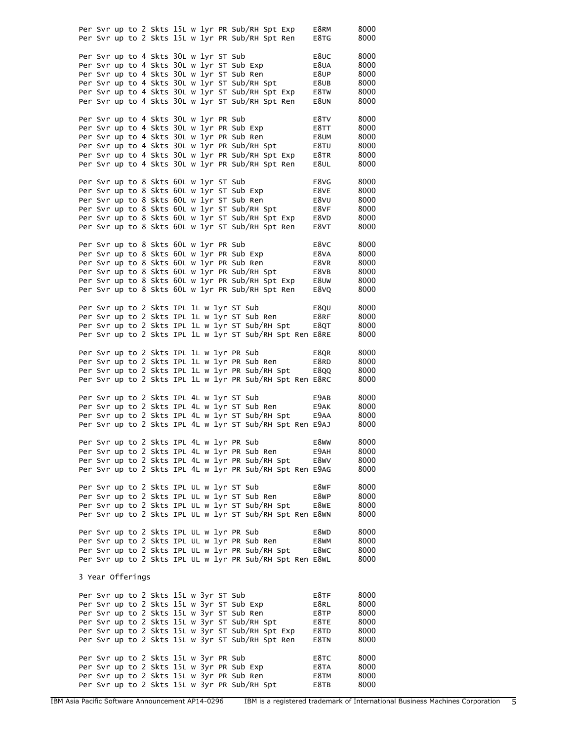| | | |
|---|---|---|
| Per Svr up to 2 Skts 15L w 1yr PR Sub/RH Spt Exp | E8RM | 8000 |
| Per Svr up to 2 Skts 15L w 1yr PR Sub/RH Spt Ren | E8TG | 8000 |
| | | |
| Per Svr up to 4 Skts 30L w 1yr ST Sub | E8UC | 8000 |
| Per Svr up to 4 Skts 30L w 1yr ST Sub Exp | E8UA | 8000 |
| Per Svr up to 4 Skts 30L w 1yr ST Sub Ren | E8UP | 8000 |
| Per Svr up to 4 Skts 30L w 1yr ST Sub/RH Spt | E8UB | 8000 |
| Per Svr up to 4 Skts 30L w 1yr ST Sub/RH Spt Exp | E8TW | 8000 |
| Per Svr up to 4 Skts 30L w 1yr ST Sub/RH Spt Ren | E8UN | 8000 |
| | | |
| Per Svr up to 4 Skts 30L w 1yr PR Sub | E8TV | 8000 |
| Per Svr up to 4 Skts 30L w 1yr PR Sub Exp | E8TT | 8000 |
| Per Svr up to 4 Skts 30L w 1yr PR Sub Ren | E8UM | 8000 |
| Per Svr up to 4 Skts 30L w 1yr PR Sub/RH Spt | E8TU | 8000 |
| Per Svr up to 4 Skts 30L w 1yr PR Sub/RH Spt Exp | E8TR | 8000 |
| Per Svr up to 4 Skts 30L w 1yr PR Sub/RH Spt Ren | E8UL | 8000 |
| | | |
| Per Svr up to 8 Skts 60L w 1yr ST Sub | E8VG | 8000 |
| Per Svr up to 8 Skts 60L w 1yr ST Sub Exp | E8VE | 8000 |
| Per Svr up to 8 Skts 60L w 1yr ST Sub Ren | E8VU | 8000 |
| Per Svr up to 8 Skts 60L w 1yr ST Sub/RH Spt | E8VF | 8000 |
| Per Svr up to 8 Skts 60L w 1yr ST Sub/RH Spt Exp | E8VD | 8000 |
| Per Svr up to 8 Skts 60L w 1yr ST Sub/RH Spt Ren | E8VT | 8000 |
| | | |
| Per Svr up to 8 Skts 60L w 1yr PR Sub | E8VC | 8000 |
| Per Svr up to 8 Skts 60L w 1yr PR Sub Exp | E8VA | 8000 |
| Per Svr up to 8 Skts 60L w 1yr PR Sub Ren | E8VR | 8000 |
| Per Svr up to 8 Skts 60L w 1yr PR Sub/RH Spt | E8VB | 8000 |
| Per Svr up to 8 Skts 60L w 1yr PR Sub/RH Spt Exp | E8UW | 8000 |
| Per Svr up to 8 Skts 60L w 1yr PR Sub/RH Spt Ren | E8VQ | 8000 |
| | | |
| Per Svr up to 2 Skts IPL 1L w 1yr ST Sub | E8QU | 8000 |
| Per Svr up to 2 Skts IPL 1L w 1yr ST Sub Ren | E8RF | 8000 |
| Per Svr up to 2 Skts IPL 1L w 1yr ST Sub/RH Spt | E8QT | 8000 |
| Per Svr up to 2 Skts IPL 1L w 1yr ST Sub/RH Spt Ren | E8RE | 8000 |
| | | |
| Per Svr up to 2 Skts IPL 1L w 1yr PR Sub | E8QR | 8000 |
| Per Svr up to 2 Skts IPL 1L w 1yr PR Sub Ren | E8RD | 8000 |
| Per Svr up to 2 Skts IPL 1L w 1yr PR Sub/RH Spt | E8QQ | 8000 |
| Per Svr up to 2 Skts IPL 1L w 1yr PR Sub/RH Spt Ren | E8RC | 8000 |
| | | |
| Per Svr up to 2 Skts IPL 4L w 1yr ST Sub | E9AB | 8000 |
| Per Svr up to 2 Skts IPL 4L w 1yr ST Sub Ren | E9AK | 8000 |
| Per Svr up to 2 Skts IPL 4L w 1yr ST Sub/RH Spt | E9AA | 8000 |
| Per Svr up to 2 Skts IPL 4L w 1yr ST Sub/RH Spt Ren | E9AJ | 8000 |
| | | |
| Per Svr up to 2 Skts IPL 4L w 1yr PR Sub | E8WW | 8000 |
| Per Svr up to 2 Skts IPL 4L w 1yr PR Sub Ren | E9AH | 8000 |
| Per Svr up to 2 Skts IPL 4L w 1yr PR Sub/RH Spt | E8WV | 8000 |
| Per Svr up to 2 Skts IPL 4L w 1yr PR Sub/RH Spt Ren | E9AG | 8000 |
| | | |
| Per Svr up to 2 Skts IPL UL w 1yr ST Sub | E8WF | 8000 |
| Per Svr up to 2 Skts IPL UL w 1yr ST Sub Ren | E8WP | 8000 |
| Per Svr up to 2 Skts IPL UL w 1yr ST Sub/RH Spt | E8WE | 8000 |
| Per Svr up to 2 Skts IPL UL w 1yr ST Sub/RH Spt Ren | E8WN | 8000 |
| | | |
| Per Svr up to 2 Skts IPL UL w 1yr PR Sub | E8WD | 8000 |
| Per Svr up to 2 Skts IPL UL w 1yr PR Sub Ren | E8WM | 8000 |
| Per Svr up to 2 Skts IPL UL w 1yr PR Sub/RH Spt | E8WC | 8000 |
| Per Svr up to 2 Skts IPL UL w 1yr PR Sub/RH Spt Ren | E8WL | 8000 |

3 Year Offerings

| | | |
|---|---|---|
| Per Svr up to 2 Skts 15L w 3yr ST Sub | E8TF | 8000 |
| Per Svr up to 2 Skts 15L w 3yr ST Sub Exp | E8RL | 8000 |
| Per Svr up to 2 Skts 15L w 3yr ST Sub Ren | E8TP | 8000 |
| Per Svr up to 2 Skts 15L w 3yr ST Sub/RH Spt | E8TE | 8000 |
| Per Svr up to 2 Skts 15L w 3yr ST Sub/RH Spt Exp | E8TD | 8000 |
| Per Svr up to 2 Skts 15L w 3yr ST Sub/RH Spt Ren | E8TN | 8000 |
| | | |
| Per Svr up to 2 Skts 15L w 3yr PR Sub | E8TC | 8000 |
| Per Svr up to 2 Skts 15L w 3yr PR Sub Exp | E8TA | 8000 |
| Per Svr up to 2 Skts 15L w 3yr PR Sub Ren | E8TM | 8000 |
| Per Svr up to 2 Skts 15L w 3yr PR Sub/RH Spt | E8TB | 8000 |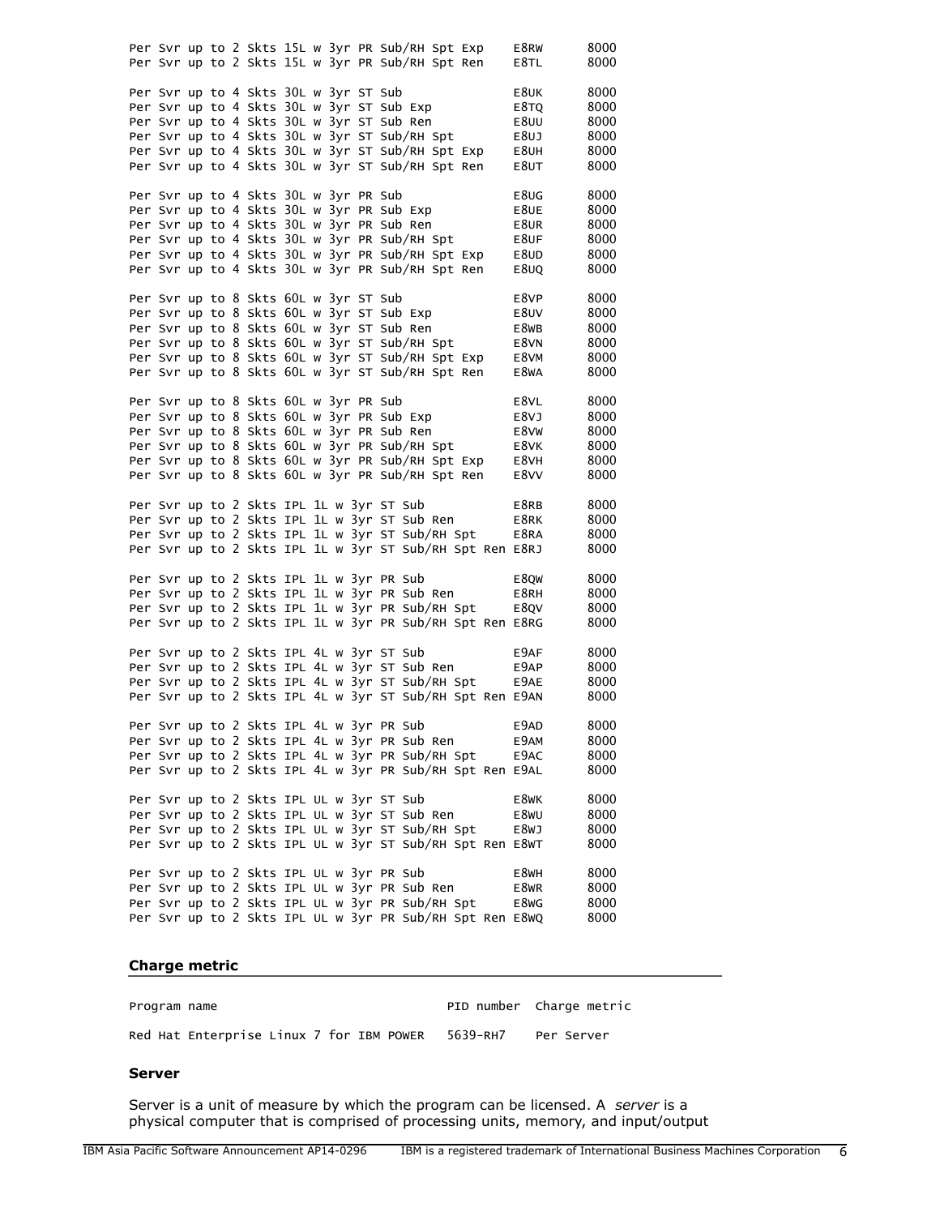| | | |
|---|---|---|
| Per Svr up to 2 Skts 15L w 3yr PR Sub/RH Spt Exp | E8RW | 8000 |
| Per Svr up to 2 Skts 15L w 3yr PR Sub/RH Spt Ren | E8TL | 8000 |
| | | |
| Per Svr up to 4 Skts 30L w 3yr ST Sub | E8UK | 8000 |
| Per Svr up to 4 Skts 30L w 3yr ST Sub Exp | E8TQ | 8000 |
| Per Svr up to 4 Skts 30L w 3yr ST Sub Ren | E8UU | 8000 |
| Per Svr up to 4 Skts 30L w 3yr ST Sub/RH Spt | E8UJ | 8000 |
| Per Svr up to 4 Skts 30L w 3yr ST Sub/RH Spt Exp | E8UH | 8000 |
| Per Svr up to 4 Skts 30L w 3yr ST Sub/RH Spt Ren | E8UT | 8000 |
| | | |
| Per Svr up to 4 Skts 30L w 3yr PR Sub | E8UG | 8000 |
| Per Svr up to 4 Skts 30L w 3yr PR Sub Exp | E8UE | 8000 |
| Per Svr up to 4 Skts 30L w 3yr PR Sub Ren | E8UR | 8000 |
| Per Svr up to 4 Skts 30L w 3yr PR Sub/RH Spt | E8UF | 8000 |
| Per Svr up to 4 Skts 30L w 3yr PR Sub/RH Spt Exp | E8UD | 8000 |
| Per Svr up to 4 Skts 30L w 3yr PR Sub/RH Spt Ren | E8UQ | 8000 |
| | | |
| Per Svr up to 8 Skts 60L w 3yr ST Sub | E8VP | 8000 |
| Per Svr up to 8 Skts 60L w 3yr ST Sub Exp | E8UV | 8000 |
| Per Svr up to 8 Skts 60L w 3yr ST Sub Ren | E8WB | 8000 |
| Per Svr up to 8 Skts 60L w 3yr ST Sub/RH Spt | E8VN | 8000 |
| Per Svr up to 8 Skts 60L w 3yr ST Sub/RH Spt Exp | E8VM | 8000 |
| Per Svr up to 8 Skts 60L w 3yr ST Sub/RH Spt Ren | E8WA | 8000 |
| | | |
| Per Svr up to 8 Skts 60L w 3yr PR Sub | E8VL | 8000 |
| Per Svr up to 8 Skts 60L w 3yr PR Sub Exp | E8VJ | 8000 |
| Per Svr up to 8 Skts 60L w 3yr PR Sub Ren | E8VW | 8000 |
| Per Svr up to 8 Skts 60L w 3yr PR Sub/RH Spt | E8VK | 8000 |
| Per Svr up to 8 Skts 60L w 3yr PR Sub/RH Spt Exp | E8VH | 8000 |
| Per Svr up to 8 Skts 60L w 3yr PR Sub/RH Spt Ren | E8VV | 8000 |
| | | |
| Per Svr up to 2 Skts IPL 1L w 3yr ST Sub | E8RB | 8000 |
| Per Svr up to 2 Skts IPL 1L w 3yr ST Sub Ren | E8RK | 8000 |
| Per Svr up to 2 Skts IPL 1L w 3yr ST Sub/RH Spt | E8RA | 8000 |
| Per Svr up to 2 Skts IPL 1L w 3yr ST Sub/RH Spt Ren | E8RJ | 8000 |
| | | |
| Per Svr up to 2 Skts IPL 1L w 3yr PR Sub | E8QW | 8000 |
| Per Svr up to 2 Skts IPL 1L w 3yr PR Sub Ren | E8RH | 8000 |
| Per Svr up to 2 Skts IPL 1L w 3yr PR Sub/RH Spt | E8QV | 8000 |
| Per Svr up to 2 Skts IPL 1L w 3yr PR Sub/RH Spt Ren | E8RG | 8000 |
| | | |
| Per Svr up to 2 Skts IPL 4L w 3yr ST Sub | E9AF | 8000 |
| Per Svr up to 2 Skts IPL 4L w 3yr ST Sub Ren | E9AP | 8000 |
| Per Svr up to 2 Skts IPL 4L w 3yr ST Sub/RH Spt | E9AE | 8000 |
| Per Svr up to 2 Skts IPL 4L w 3yr ST Sub/RH Spt Ren | E9AN | 8000 |
| | | |
| Per Svr up to 2 Skts IPL 4L w 3yr PR Sub | E9AD | 8000 |
| Per Svr up to 2 Skts IPL 4L w 3yr PR Sub Ren | E9AM | 8000 |
| Per Svr up to 2 Skts IPL 4L w 3yr PR Sub/RH Spt | E9AC | 8000 |
| Per Svr up to 2 Skts IPL 4L w 3yr PR Sub/RH Spt Ren | E9AL | 8000 |
| | | |
| Per Svr up to 2 Skts IPL UL w 3yr ST Sub | E8WK | 8000 |
| Per Svr up to 2 Skts IPL UL w 3yr ST Sub Ren | E8WU | 8000 |
| Per Svr up to 2 Skts IPL UL w 3yr ST Sub/RH Spt | E8WJ | 8000 |
| Per Svr up to 2 Skts IPL UL w 3yr ST Sub/RH Spt Ren | E8WT | 8000 |
| | | |
| Per Svr up to 2 Skts IPL UL w 3yr PR Sub | E8WH | 8000 |
| Per Svr up to 2 Skts IPL UL w 3yr PR Sub Ren | E8WR | 8000 |
| Per Svr up to 2 Skts IPL UL w 3yr PR Sub/RH Spt | E8WG | 8000 |
| Per Svr up to 2 Skts IPL UL w 3yr PR Sub/RH Spt Ren | E8WQ | 8000 |

## Charge metric

| Program name | PID number | Charge metric |
|---|---|---|
| Red Hat Enterprise Linux 7 for IBM POWER | 5639-RH7 | Per Server |

### Server

Server is a unit of measure by which the program can be licensed. A *server* is a physical computer that is comprised of processing units, memory, and input/output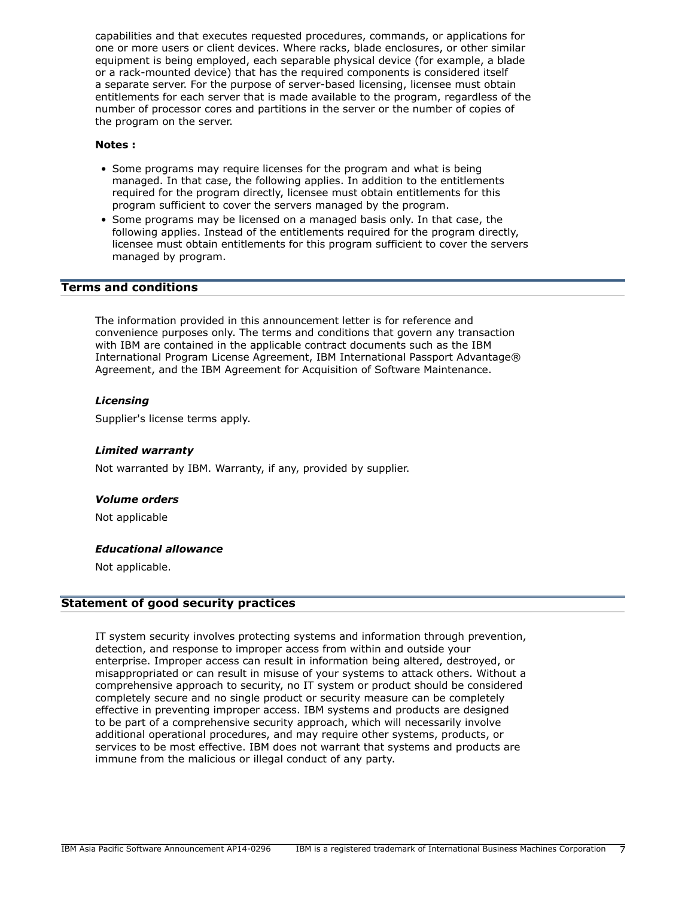capabilities and that executes requested procedures, commands, or applications for one or more users or client devices. Where racks, blade enclosures, or other similar equipment is being employed, each separable physical device (for example, a blade or a rack-mounted device) that has the required components is considered itself a separate server. For the purpose of server-based licensing, licensee must obtain entitlements for each server that is made available to the program, regardless of the number of processor cores and partitions in the server or the number of copies of the program on the server.

**Notes :**

- Some programs may require licenses for the program and what is being managed. In that case, the following applies. In addition to the entitlements required for the program directly, licensee must obtain entitlements for this program sufficient to cover the servers managed by the program.
- Some programs may be licensed on a managed basis only. In that case, the following applies. Instead of the entitlements required for the program directly, licensee must obtain entitlements for this program sufficient to cover the servers managed by program.

## Terms and conditions

The information provided in this announcement letter is for reference and convenience purposes only. The terms and conditions that govern any transaction with IBM are contained in the applicable contract documents such as the IBM International Program License Agreement, IBM International Passport Advantage® Agreement, and the IBM Agreement for Acquisition of Software Maintenance.

### *Licensing*

Supplier's license terms apply.

### *Limited warranty*

Not warranted by IBM. Warranty, if any, provided by supplier.

### *Volume orders*

Not applicable

### *Educational allowance*

Not applicable.

## Statement of good security practices

IT system security involves protecting systems and information through prevention, detection, and response to improper access from within and outside your enterprise. Improper access can result in information being altered, destroyed, or misappropriated or can result in misuse of your systems to attack others. Without a comprehensive approach to security, no IT system or product should be considered completely secure and no single product or security measure can be completely effective in preventing improper access. IBM systems and products are designed to be part of a comprehensive security approach, which will necessarily involve additional operational procedures, and may require other systems, products, or services to be most effective. IBM does not warrant that systems and products are immune from the malicious or illegal conduct of any party.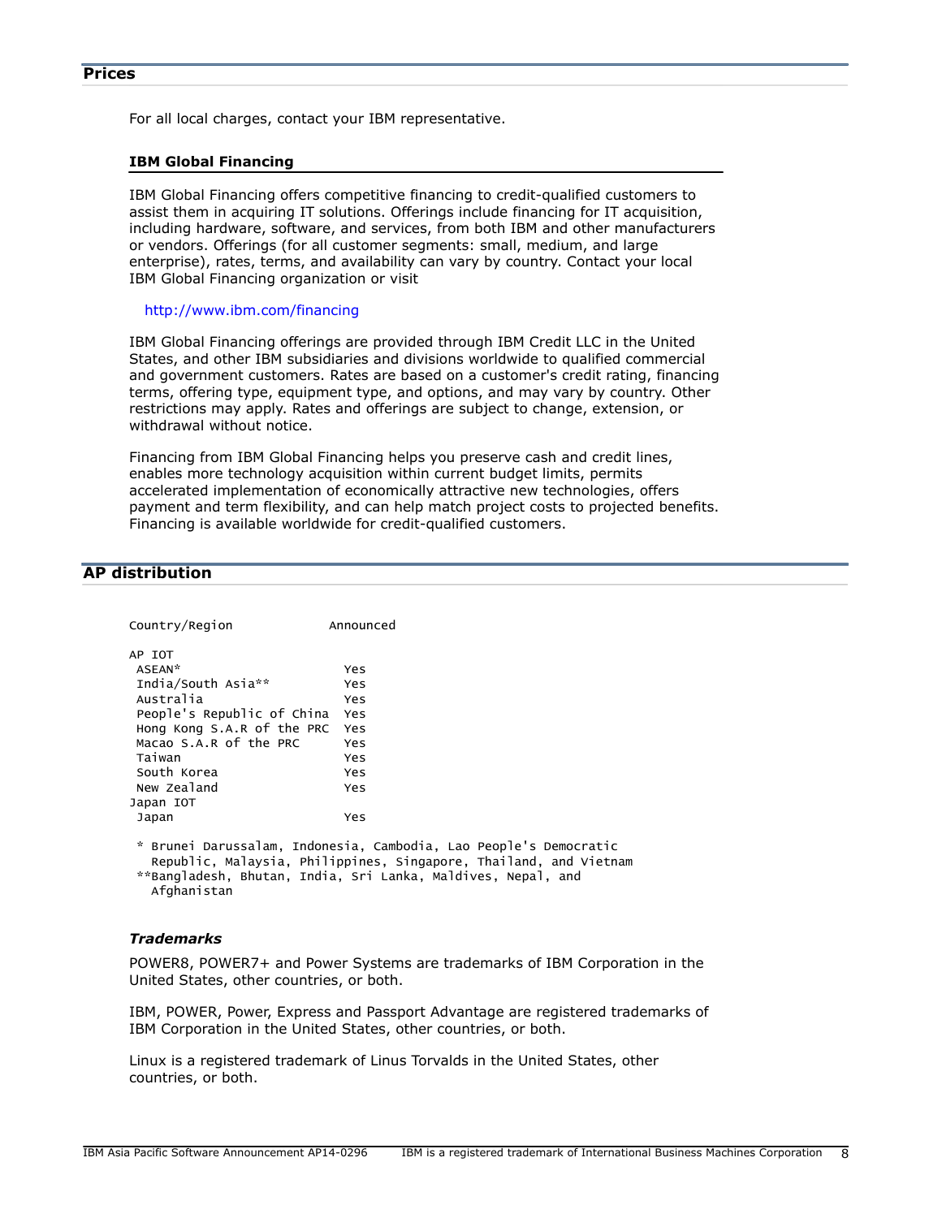## Prices

For all local charges, contact your IBM representative.

### IBM Global Financing

IBM Global Financing offers competitive financing to credit-qualified customers to assist them in acquiring IT solutions. Offerings include financing for IT acquisition, including hardware, software, and services, from both IBM and other manufacturers or vendors. Offerings (for all customer segments: small, medium, and large enterprise), rates, terms, and availability can vary by country. Contact your local IBM Global Financing organization or visit

http://www.ibm.com/financing

IBM Global Financing offerings are provided through IBM Credit LLC in the United States, and other IBM subsidiaries and divisions worldwide to qualified commercial and government customers. Rates are based on a customer's credit rating, financing terms, offering type, equipment type, and options, and may vary by country. Other restrictions may apply. Rates and offerings are subject to change, extension, or withdrawal without notice.

Financing from IBM Global Financing helps you preserve cash and credit lines, enables more technology acquisition within current budget limits, permits accelerated implementation of economically attractive new technologies, offers payment and term flexibility, and can help match project costs to projected benefits. Financing is available worldwide for credit-qualified customers.

## AP distribution

```
Country/Region             Announced

AP IOT
 ASEAN*                      Yes
 India/South Asia**          Yes
 Australia                   Yes
 People's Republic of China  Yes
 Hong Kong S.A.R of the PRC  Yes
 Macao S.A.R of the PRC      Yes
 Taiwan                      Yes
 South Korea                 Yes
 New Zealand                 Yes
Japan IOT
 Japan                       Yes

 * Brunei Darussalam, Indonesia, Cambodia, Lao People's Democratic
   Republic, Malaysia, Philippines, Singapore, Thailand, and Vietnam
 **Bangladesh, Bhutan, India, Sri Lanka, Maldives, Nepal, and
   Afghanistan
```

### *Trademarks*

POWER8, POWER7+ and Power Systems are trademarks of IBM Corporation in the United States, other countries, or both.

IBM, POWER, Power, Express and Passport Advantage are registered trademarks of IBM Corporation in the United States, other countries, or both.

Linux is a registered trademark of Linus Torvalds in the United States, other countries, or both.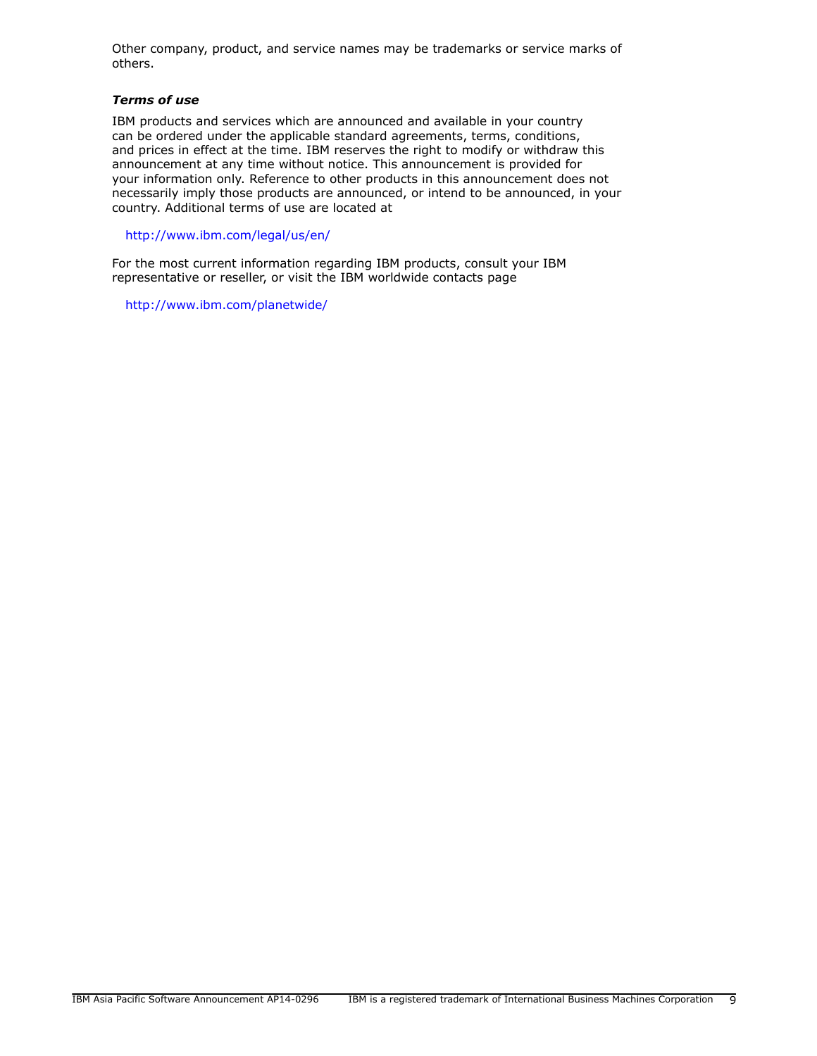Other company, product, and service names may be trademarks or service marks of others.

***Terms of use***

IBM products and services which are announced and available in your country can be ordered under the applicable standard agreements, terms, conditions, and prices in effect at the time. IBM reserves the right to modify or withdraw this announcement at any time without notice. This announcement is provided for your information only. Reference to other products in this announcement does not necessarily imply those products are announced, or intend to be announced, in your country. Additional terms of use are located at

http://www.ibm.com/legal/us/en/

For the most current information regarding IBM products, consult your IBM representative or reseller, or visit the IBM worldwide contacts page

http://www.ibm.com/planetwide/